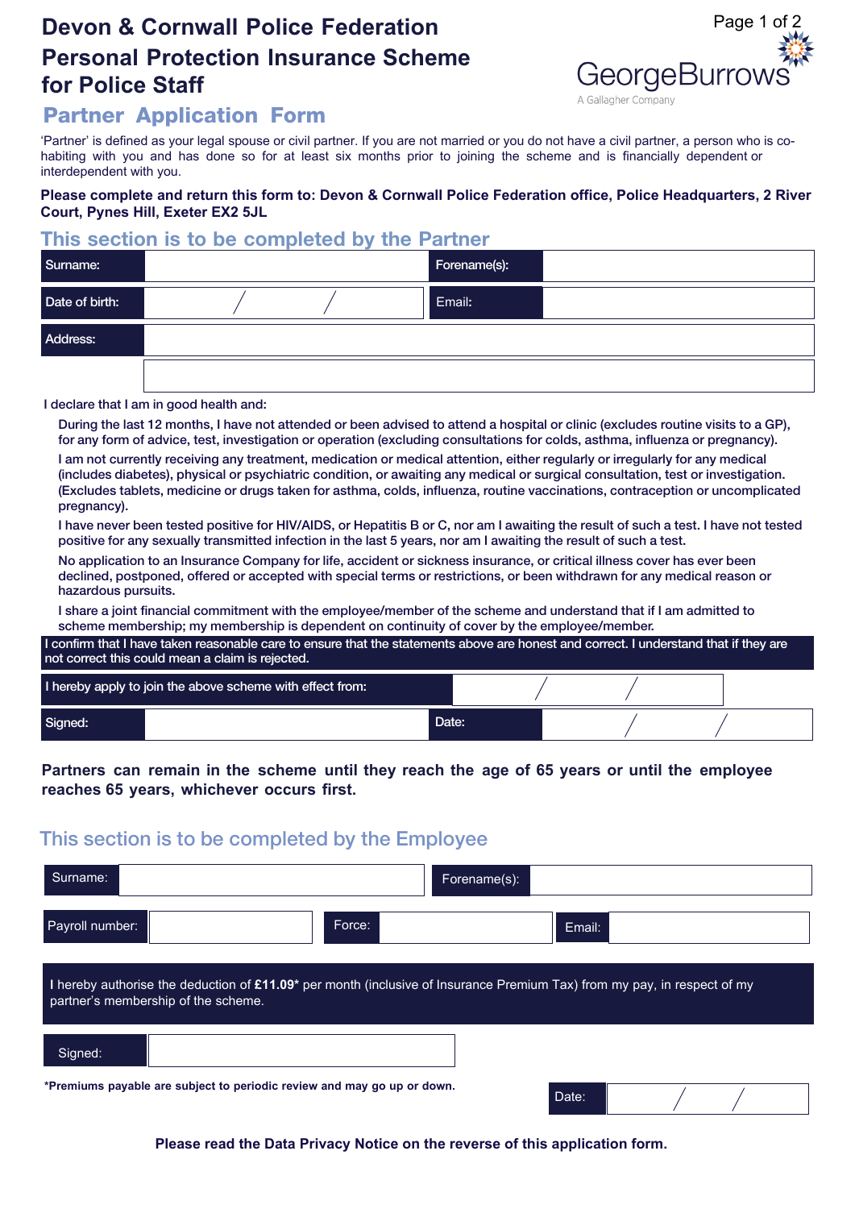# Devon & Cornwall Police Federation Personal Protection Insurance Scheme for Police Staff

GeorgeBurrows
A Gallagher Company

## Partner Application Form

'Partner' is defined as your legal spouse or civil partner. If you are not married or you do not have a civil partner, a person who is co-habiting with you and has done so for at least six months prior to joining the scheme and is financially dependent or interdependent with you.

**Please complete and return this form to: Devon & Cornwall Police Federation office, Police Headquarters, 2 River Court, Pynes Hill, Exeter EX2 5JL**

## This section is to be completed by the Partner

| | | | |
|---|---|---|---|
| Surname: | | Forename(s): | |
| Date of birth: | / / | Email: | |
| Address: | | | |
| | | | |

I declare that I am in good health and:

During the last 12 months, I have not attended or been advised to attend a hospital or clinic (excludes routine visits to a GP), for any form of advice, test, investigation or operation (excluding consultations for colds, asthma, influenza or pregnancy).

I am not currently receiving any treatment, medication or medical attention, either regularly or irregularly for any medical (includes diabetes), physical or psychiatric condition, or awaiting any medical or surgical consultation, test or investigation. (Excludes tablets, medicine or drugs taken for asthma, colds, influenza, routine vaccinations, contraception or uncomplicated pregnancy).

I have never been tested positive for HIV/AIDS, or Hepatitis B or C, nor am I awaiting the result of such a test. I have not tested positive for any sexually transmitted infection in the last 5 years, nor am I awaiting the result of such a test.

No application to an Insurance Company for life, accident or sickness insurance, or critical illness cover has ever been declined, postponed, offered or accepted with special terms or restrictions, or been withdrawn for any medical reason or hazardous pursuits.

I share a joint financial commitment with the employee/member of the scheme and understand that if I am admitted to scheme membership; my membership is dependent on continuity of cover by the employee/member.

I confirm that I have taken reasonable care to ensure that the statements above are honest and correct. I understand that if they are not correct this could mean a claim is rejected.

| | | | |
|---|---|---|---|
| I hereby apply to join the above scheme with effect from: | / / | | |
| Signed: | | Date: | / / |

**Partners can remain in the scheme until they reach the age of 65 years or until the employee reaches 65 years, whichever occurs first.**

## This section is to be completed by the Employee

| | | | | | |
|---|---|---|---|---|---|
| Surname: | | | | Forename(s): | |
| Payroll number: | | Force: | | Email: | |

I hereby authorise the deduction of **£11.09*** per month (inclusive of Insurance Premium Tax) from my pay, in respect of my partner's membership of the scheme.

| | | | |
|---|---|---|---|
| Signed: | | Date: | / / |

***Premiums payable are subject to periodic review and may go up or down.**

**Please read the Data Privacy Notice on the reverse of this application form.**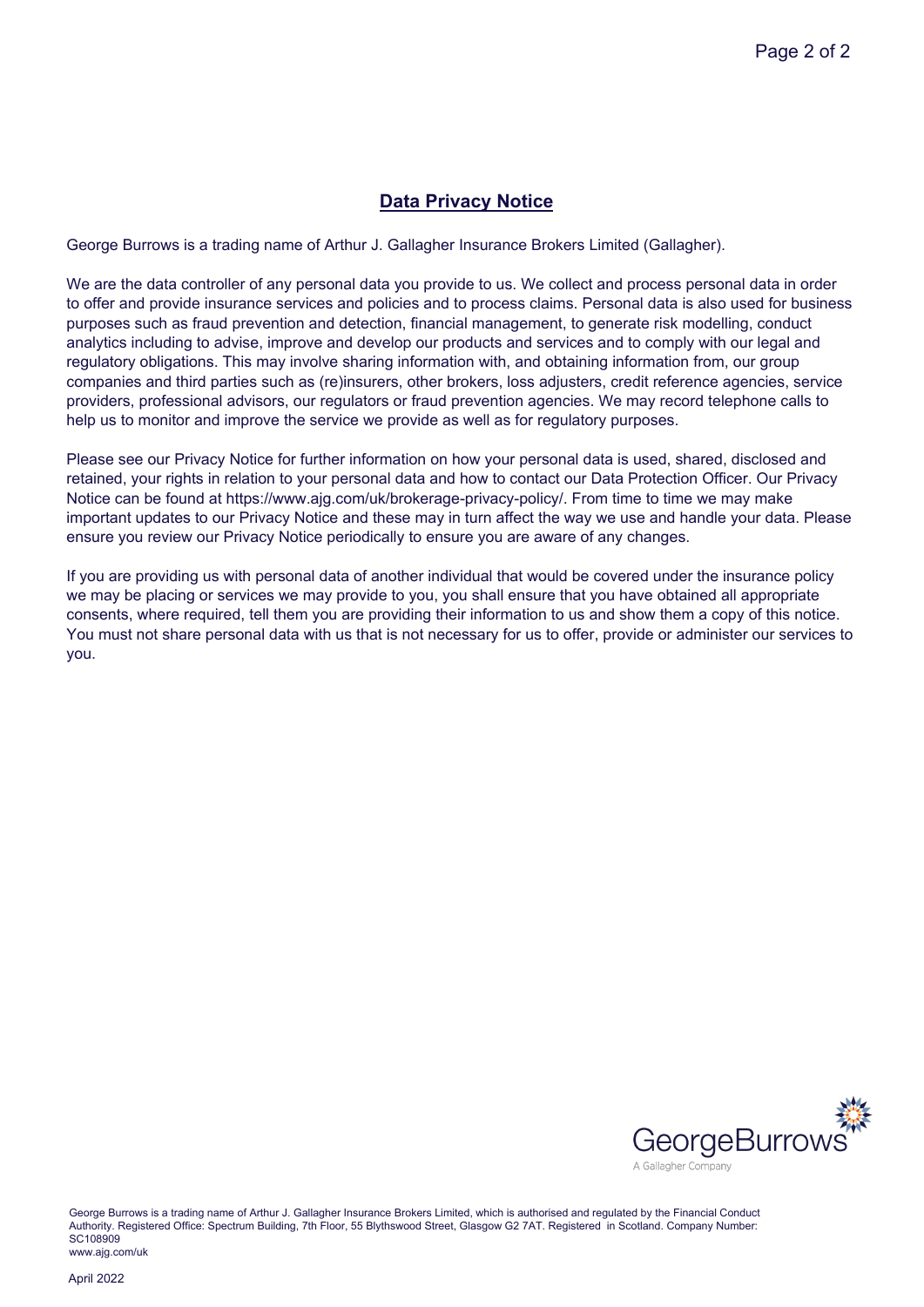# Data Privacy Notice

George Burrows is a trading name of Arthur J. Gallagher Insurance Brokers Limited (Gallagher).

We are the data controller of any personal data you provide to us. We collect and process personal data in order to offer and provide insurance services and policies and to process claims. Personal data is also used for business purposes such as fraud prevention and detection, financial management, to generate risk modelling, conduct analytics including to advise, improve and develop our products and services and to comply with our legal and regulatory obligations. This may involve sharing information with, and obtaining information from, our group companies and third parties such as (re)insurers, other brokers, loss adjusters, credit reference agencies, service providers, professional advisors, our regulators or fraud prevention agencies. We may record telephone calls to help us to monitor and improve the service we provide as well as for regulatory purposes.

Please see our Privacy Notice for further information on how your personal data is used, shared, disclosed and retained, your rights in relation to your personal data and how to contact our Data Protection Officer. Our Privacy Notice can be found at https://www.ajg.com/uk/brokerage-privacy-policy/. From time to time we may make important updates to our Privacy Notice and these may in turn affect the way we use and handle your data. Please ensure you review our Privacy Notice periodically to ensure you are aware of any changes.

If you are providing us with personal data of another individual that would be covered under the insurance policy we may be placing or services we may provide to you, you shall ensure that you have obtained all appropriate consents, where required, tell them you are providing their information to us and show them a copy of this notice. You must not share personal data with us that is not necessary for us to offer, provide or administer our services to you.

GeorgeBurrows
A Gallagher Company

George Burrows is a trading name of Arthur J. Gallagher Insurance Brokers Limited, which is authorised and regulated by the Financial Conduct Authority. Registered Office: Spectrum Building, 7th Floor, 55 Blythswood Street, Glasgow G2 7AT. Registered in Scotland. Company Number: SC108909
www.ajg.com/uk

April 2022